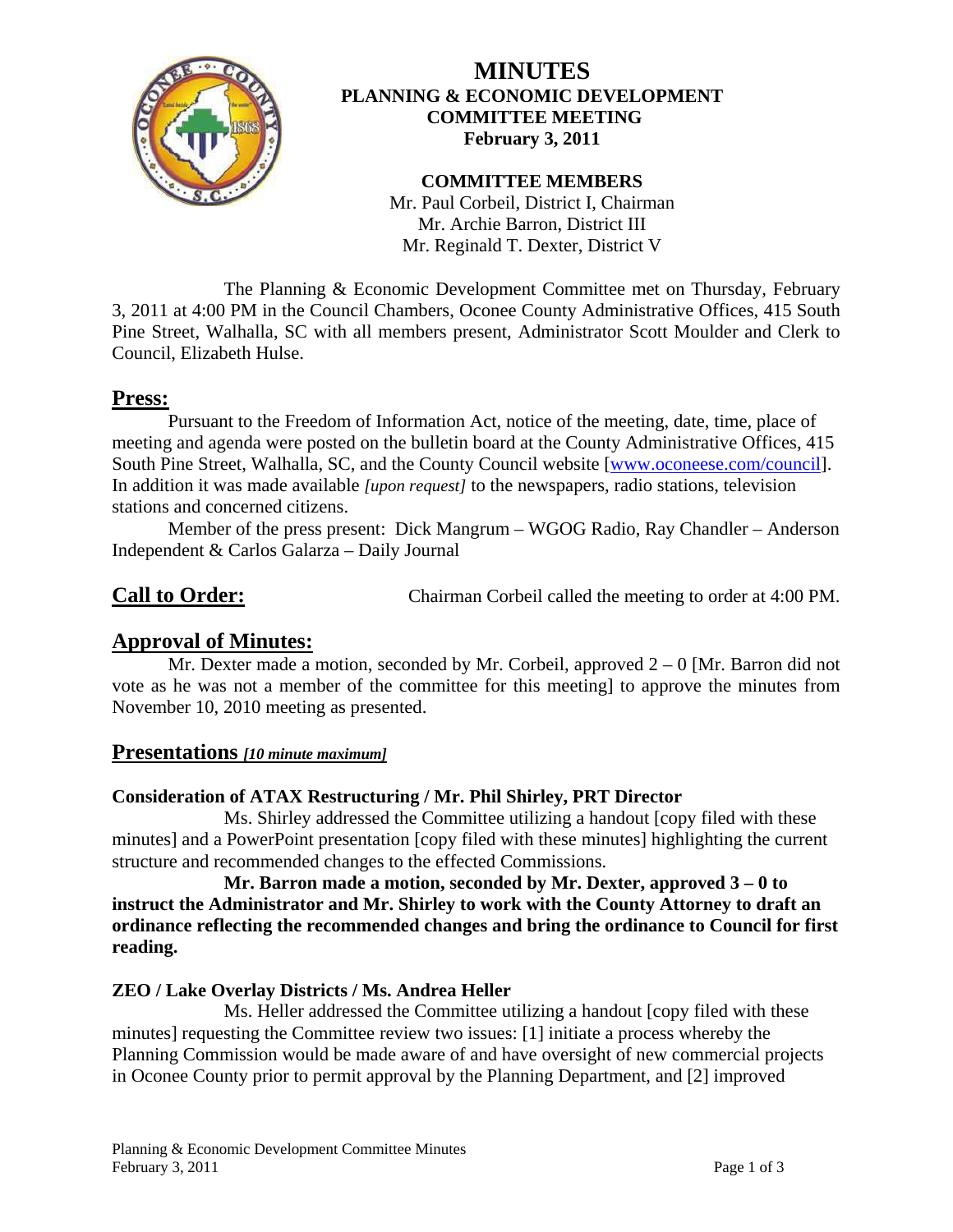# MINUTES
## PLANNING & ECONOMIC DEVELOPMENT COMMITTEE MEETING
### February 3, 2011

**COMMITTEE MEMBERS**
Mr. Paul Corbeil, District I, Chairman
Mr. Archie Barron, District III
Mr. Reginald T. Dexter, District V

The Planning & Economic Development Committee met on Thursday, February 3, 2011 at 4:00 PM in the Council Chambers, Oconee County Administrative Offices, 415 South Pine Street, Walhalla, SC with all members present, Administrator Scott Moulder and Clerk to Council, Elizabeth Hulse.

## Press:

Pursuant to the Freedom of Information Act, notice of the meeting, date, time, place of meeting and agenda were posted on the bulletin board at the County Administrative Offices, 415 South Pine Street, Walhalla, SC, and the County Council website [www.oconeese.com/council]. In addition it was made available *[upon request]* to the newspapers, radio stations, television stations and concerned citizens.

Member of the press present: Dick Mangrum – WGOG Radio, Ray Chandler – Anderson Independent & Carlos Galarza – Daily Journal

## Call to Order:

Chairman Corbeil called the meeting to order at 4:00 PM.

## Approval of Minutes:

Mr. Dexter made a motion, seconded by Mr. Corbeil, approved 2 – 0 [Mr. Barron did not vote as he was not a member of the committee for this meeting] to approve the minutes from November 10, 2010 meeting as presented.

## Presentations *[10 minute maximum]*

**Consideration of ATAX Restructuring / Mr. Phil Shirley, PRT Director**

Ms. Shirley addressed the Committee utilizing a handout [copy filed with these minutes] and a PowerPoint presentation [copy filed with these minutes] highlighting the current structure and recommended changes to the effected Commissions.

**Mr. Barron made a motion, seconded by Mr. Dexter, approved 3 – 0 to instruct the Administrator and Mr. Shirley to work with the County Attorney to draft an ordinance reflecting the recommended changes and bring the ordinance to Council for first reading.**

**ZEO / Lake Overlay Districts / Ms. Andrea Heller**

Ms. Heller addressed the Committee utilizing a handout [copy filed with these minutes] requesting the Committee review two issues: [1] initiate a process whereby the Planning Commission would be made aware of and have oversight of new commercial projects in Oconee County prior to permit approval by the Planning Department, and [2] improved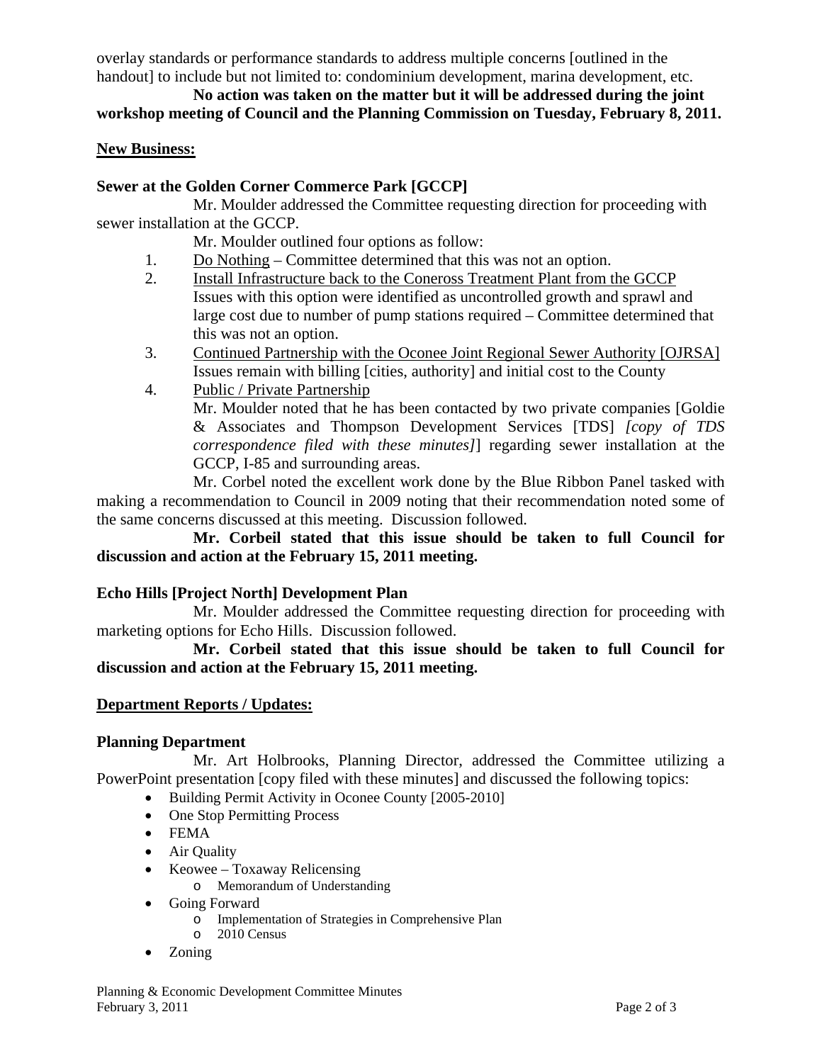overlay standards or performance standards to address multiple concerns [outlined in the handout] to include but not limited to: condominium development, marina development, etc.

**No action was taken on the matter but it will be addressed during the joint workshop meeting of Council and the Planning Commission on Tuesday, February 8, 2011.**

## New Business:

### Sewer at the Golden Corner Commerce Park [GCCP]

Mr. Moulder addressed the Committee requesting direction for proceeding with sewer installation at the GCCP.

Mr. Moulder outlined four options as follow:

1. Do Nothing – Committee determined that this was not an option.
2. Install Infrastructure back to the Coneross Treatment Plant from the GCCP
   Issues with this option were identified as uncontrolled growth and sprawl and large cost due to number of pump stations required – Committee determined that this was not an option.
3. Continued Partnership with the Oconee Joint Regional Sewer Authority [OJRSA]
   Issues remain with billing [cities, authority] and initial cost to the County
4. Public / Private Partnership
   Mr. Moulder noted that he has been contacted by two private companies [Goldie & Associates and Thompson Development Services [TDS] *[copy of TDS correspondence filed with these minutes]*] regarding sewer installation at the GCCP, I-85 and surrounding areas.

Mr. Corbel noted the excellent work done by the Blue Ribbon Panel tasked with making a recommendation to Council in 2009 noting that their recommendation noted some of the same concerns discussed at this meeting. Discussion followed.

**Mr. Corbeil stated that this issue should be taken to full Council for discussion and action at the February 15, 2011 meeting.**

### Echo Hills [Project North] Development Plan

Mr. Moulder addressed the Committee requesting direction for proceeding with marketing options for Echo Hills. Discussion followed.

**Mr. Corbeil stated that this issue should be taken to full Council for discussion and action at the February 15, 2011 meeting.**

## Department Reports / Updates:

### Planning Department

Mr. Art Holbrooks, Planning Director, addressed the Committee utilizing a PowerPoint presentation [copy filed with these minutes] and discussed the following topics:

- Building Permit Activity in Oconee County [2005-2010]
- One Stop Permitting Process
- FEMA
- Air Quality
- Keowee – Toxaway Relicensing
  - Memorandum of Understanding
- Going Forward
  - Implementation of Strategies in Comprehensive Plan
  - 2010 Census
- Zoning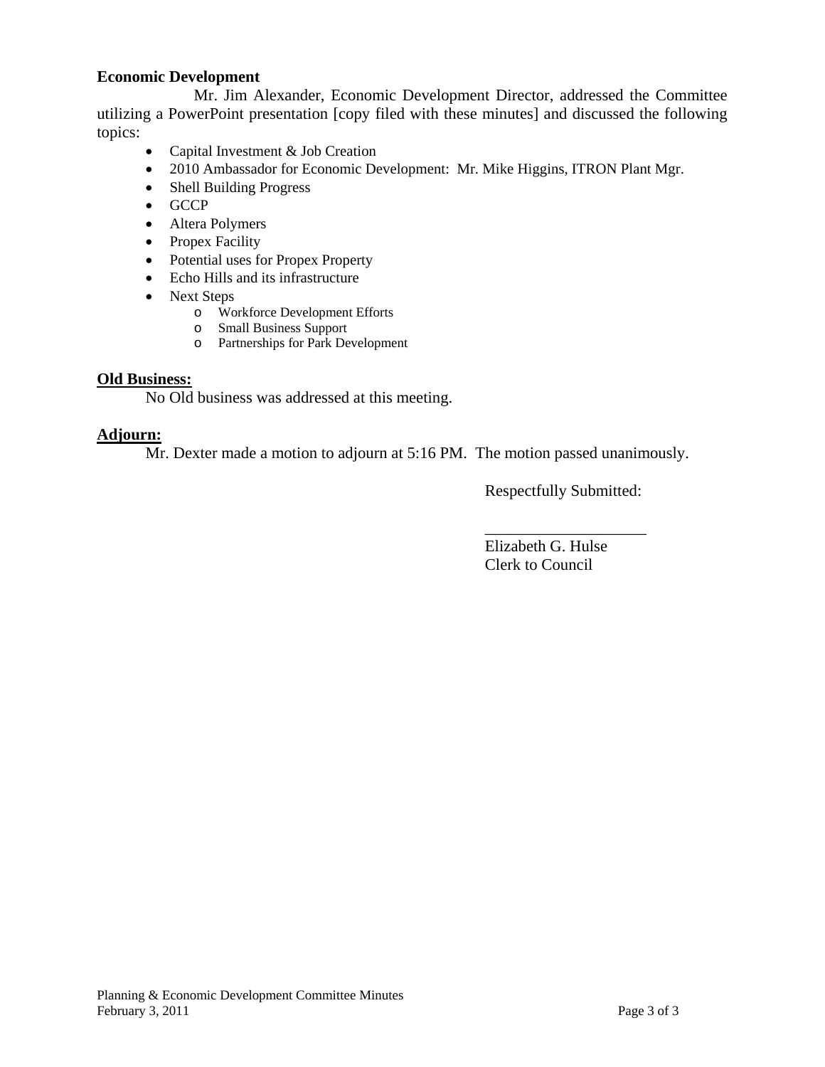**Economic Development**

Mr. Jim Alexander, Economic Development Director, addressed the Committee utilizing a PowerPoint presentation [copy filed with these minutes] and discussed the following topics:

- Capital Investment & Job Creation
- 2010 Ambassador for Economic Development: Mr. Mike Higgins, ITRON Plant Mgr.
- Shell Building Progress
- GCCP
- Altera Polymers
- Propex Facility
- Potential uses for Propex Property
- Echo Hills and its infrastructure
- Next Steps
  - Workforce Development Efforts
  - Small Business Support
  - Partnerships for Park Development

**Old Business:**

No Old business was addressed at this meeting.

**Adjourn:**

Mr. Dexter made a motion to adjourn at 5:16 PM. The motion passed unanimously.

Respectfully Submitted:

____________________

Elizabeth G. Hulse
Clerk to Council